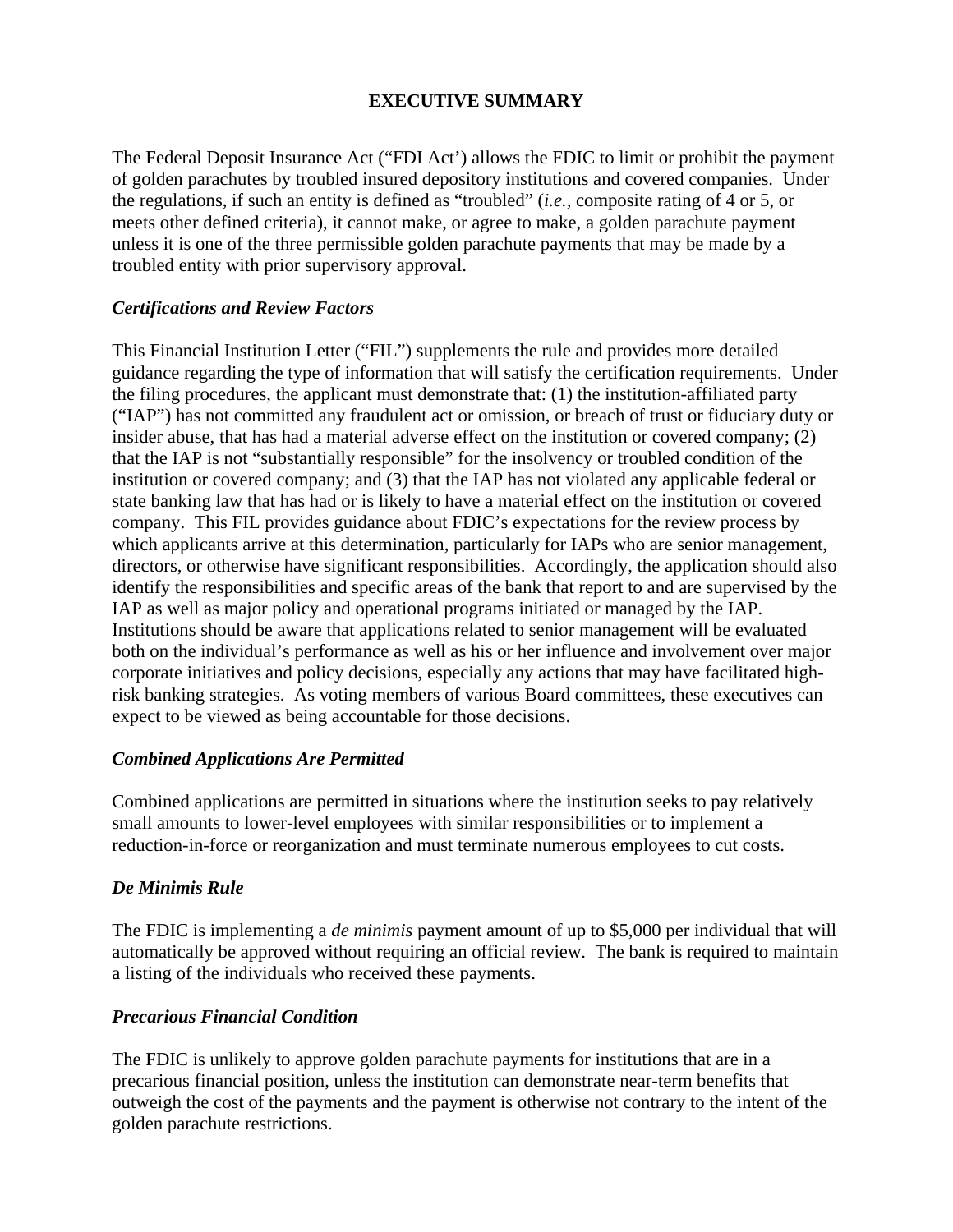# EXECUTIVE SUMMARY

The Federal Deposit Insurance Act ("FDI Act') allows the FDIC to limit or prohibit the payment of golden parachutes by troubled insured depository institutions and covered companies. Under the regulations, if such an entity is defined as "troubled" (*i.e.*, composite rating of 4 or 5, or meets other defined criteria), it cannot make, or agree to make, a golden parachute payment unless it is one of the three permissible golden parachute payments that may be made by a troubled entity with prior supervisory approval.

### *Certifications and Review Factors*

This Financial Institution Letter ("FIL") supplements the rule and provides more detailed guidance regarding the type of information that will satisfy the certification requirements. Under the filing procedures, the applicant must demonstrate that: (1) the institution-affiliated party ("IAP") has not committed any fraudulent act or omission, or breach of trust or fiduciary duty or insider abuse, that has had a material adverse effect on the institution or covered company; (2) that the IAP is not "substantially responsible" for the insolvency or troubled condition of the institution or covered company; and (3) that the IAP has not violated any applicable federal or state banking law that has had or is likely to have a material effect on the institution or covered company. This FIL provides guidance about FDIC's expectations for the review process by which applicants arrive at this determination, particularly for IAPs who are senior management, directors, or otherwise have significant responsibilities. Accordingly, the application should also identify the responsibilities and specific areas of the bank that report to and are supervised by the IAP as well as major policy and operational programs initiated or managed by the IAP. Institutions should be aware that applications related to senior management will be evaluated both on the individual's performance as well as his or her influence and involvement over major corporate initiatives and policy decisions, especially any actions that may have facilitated high-risk banking strategies. As voting members of various Board committees, these executives can expect to be viewed as being accountable for those decisions.

### *Combined Applications Are Permitted*

Combined applications are permitted in situations where the institution seeks to pay relatively small amounts to lower-level employees with similar responsibilities or to implement a reduction-in-force or reorganization and must terminate numerous employees to cut costs.

### *De Minimis Rule*

The FDIC is implementing a *de minimis* payment amount of up to $5,000 per individual that will automatically be approved without requiring an official review. The bank is required to maintain a listing of the individuals who received these payments.

### *Precarious Financial Condition*

The FDIC is unlikely to approve golden parachute payments for institutions that are in a precarious financial position, unless the institution can demonstrate near-term benefits that outweigh the cost of the payments and the payment is otherwise not contrary to the intent of the golden parachute restrictions.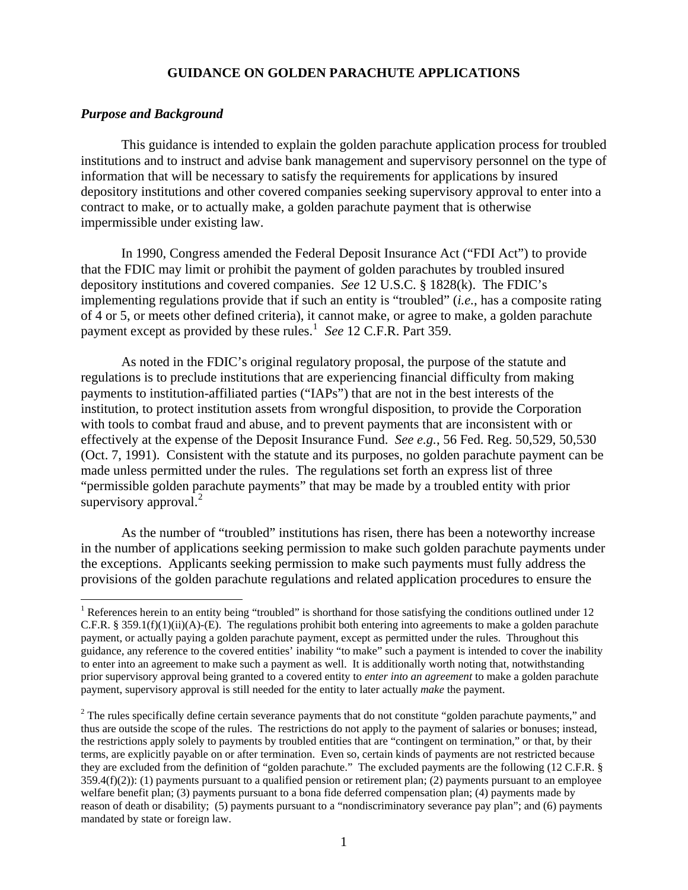**GUIDANCE ON GOLDEN PARACHUTE APPLICATIONS**

### *Purpose and Background*

This guidance is intended to explain the golden parachute application process for troubled institutions and to instruct and advise bank management and supervisory personnel on the type of information that will be necessary to satisfy the requirements for applications by insured depository institutions and other covered companies seeking supervisory approval to enter into a contract to make, or to actually make, a golden parachute payment that is otherwise impermissible under existing law.

In 1990, Congress amended the Federal Deposit Insurance Act ("FDI Act") to provide that the FDIC may limit or prohibit the payment of golden parachutes by troubled insured depository institutions and covered companies. *See* 12 U.S.C. § 1828(k). The FDIC's implementing regulations provide that if such an entity is "troubled" (*i.e.*, has a composite rating of 4 or 5, or meets other defined criteria), it cannot make, or agree to make, a golden parachute payment except as provided by these rules.[1] *See* 12 C.F.R. Part 359.

As noted in the FDIC's original regulatory proposal, the purpose of the statute and regulations is to preclude institutions that are experiencing financial difficulty from making payments to institution-affiliated parties ("IAPs") that are not in the best interests of the institution, to protect institution assets from wrongful disposition, to provide the Corporation with tools to combat fraud and abuse, and to prevent payments that are inconsistent with or effectively at the expense of the Deposit Insurance Fund. *See e.g.*, 56 Fed. Reg. 50,529, 50,530 (Oct. 7, 1991). Consistent with the statute and its purposes, no golden parachute payment can be made unless permitted under the rules. The regulations set forth an express list of three "permissible golden parachute payments" that may be made by a troubled entity with prior supervisory approval.[2]

As the number of "troubled" institutions has risen, there has been a noteworthy increase in the number of applications seeking permission to make such golden parachute payments under the exceptions. Applicants seeking permission to make such payments must fully address the provisions of the golden parachute regulations and related application procedures to ensure the

---

[1] References herein to an entity being "troubled" is shorthand for those satisfying the conditions outlined under 12 C.F.R. § 359.1(f)(1)(ii)(A)-(E). The regulations prohibit both entering into agreements to make a golden parachute payment, or actually paying a golden parachute payment, except as permitted under the rules. Throughout this guidance, any reference to the covered entities' inability "to make" such a payment is intended to cover the inability to enter into an agreement to make such a payment as well. It is additionally worth noting that, notwithstanding prior supervisory approval being granted to a covered entity to *enter into an agreement* to make a golden parachute payment, supervisory approval is still needed for the entity to later actually *make* the payment.

[2] The rules specifically define certain severance payments that do not constitute "golden parachute payments," and thus are outside the scope of the rules. The restrictions do not apply to the payment of salaries or bonuses; instead, the restrictions apply solely to payments by troubled entities that are "contingent on termination," or that, by their terms, are explicitly payable on or after termination. Even so, certain kinds of payments are not restricted because they are excluded from the definition of "golden parachute." The excluded payments are the following (12 C.F.R. § 359.4(f)(2)): (1) payments pursuant to a qualified pension or retirement plan; (2) payments pursuant to an employee welfare benefit plan; (3) payments pursuant to a bona fide deferred compensation plan; (4) payments made by reason of death or disability; (5) payments pursuant to a "nondiscriminatory severance pay plan"; and (6) payments mandated by state or foreign law.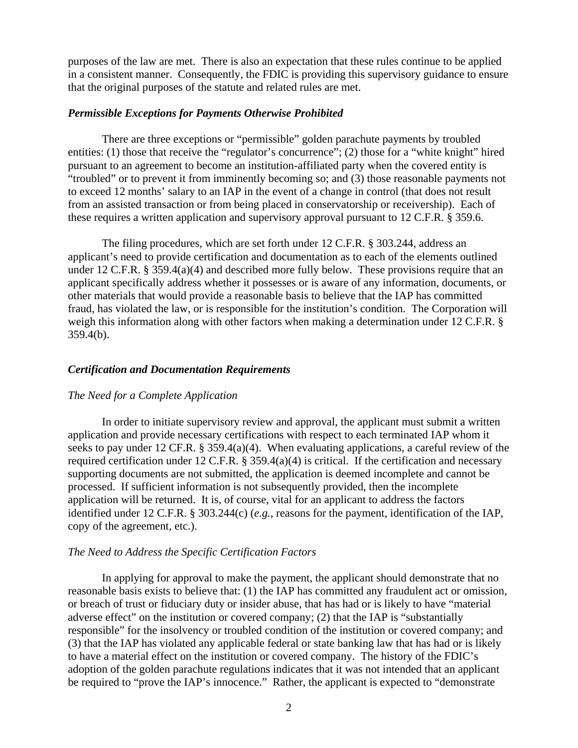purposes of the law are met. There is also an expectation that these rules continue to be applied in a consistent manner. Consequently, the FDIC is providing this supervisory guidance to ensure that the original purposes of the statute and related rules are met.

### *Permissible Exceptions for Payments Otherwise Prohibited*

There are three exceptions or "permissible" golden parachute payments by troubled entities: (1) those that receive the "regulator's concurrence"; (2) those for a "white knight" hired pursuant to an agreement to become an institution-affiliated party when the covered entity is "troubled" or to prevent it from imminently becoming so; and (3) those reasonable payments not to exceed 12 months' salary to an IAP in the event of a change in control (that does not result from an assisted transaction or from being placed in conservatorship or receivership). Each of these requires a written application and supervisory approval pursuant to 12 C.F.R. § 359.6.

The filing procedures, which are set forth under 12 C.F.R. § 303.244, address an applicant's need to provide certification and documentation as to each of the elements outlined under 12 C.F.R. § 359.4(a)(4) and described more fully below. These provisions require that an applicant specifically address whether it possesses or is aware of any information, documents, or other materials that would provide a reasonable basis to believe that the IAP has committed fraud, has violated the law, or is responsible for the institution's condition. The Corporation will weigh this information along with other factors when making a determination under 12 C.F.R. § 359.4(b).

### *Certification and Documentation Requirements*

#### *The Need for a Complete Application*

In order to initiate supervisory review and approval, the applicant must submit a written application and provide necessary certifications with respect to each terminated IAP whom it seeks to pay under 12 CF.R. § 359.4(a)(4). When evaluating applications, a careful review of the required certification under 12 C.F.R. § 359.4(a)(4) is critical. If the certification and necessary supporting documents are not submitted, the application is deemed incomplete and cannot be processed. If sufficient information is not subsequently provided, then the incomplete application will be returned. It is, of course, vital for an applicant to address the factors identified under 12 C.F.R. § 303.244(c) (*e.g.*, reasons for the payment, identification of the IAP, copy of the agreement, etc.).

#### *The Need to Address the Specific Certification Factors*

In applying for approval to make the payment, the applicant should demonstrate that no reasonable basis exists to believe that: (1) the IAP has committed any fraudulent act or omission, or breach of trust or fiduciary duty or insider abuse, that has had or is likely to have "material adverse effect" on the institution or covered company; (2) that the IAP is "substantially responsible" for the insolvency or troubled condition of the institution or covered company; and (3) that the IAP has violated any applicable federal or state banking law that has had or is likely to have a material effect on the institution or covered company. The history of the FDIC's adoption of the golden parachute regulations indicates that it was not intended that an applicant be required to "prove the IAP's innocence." Rather, the applicant is expected to "demonstrate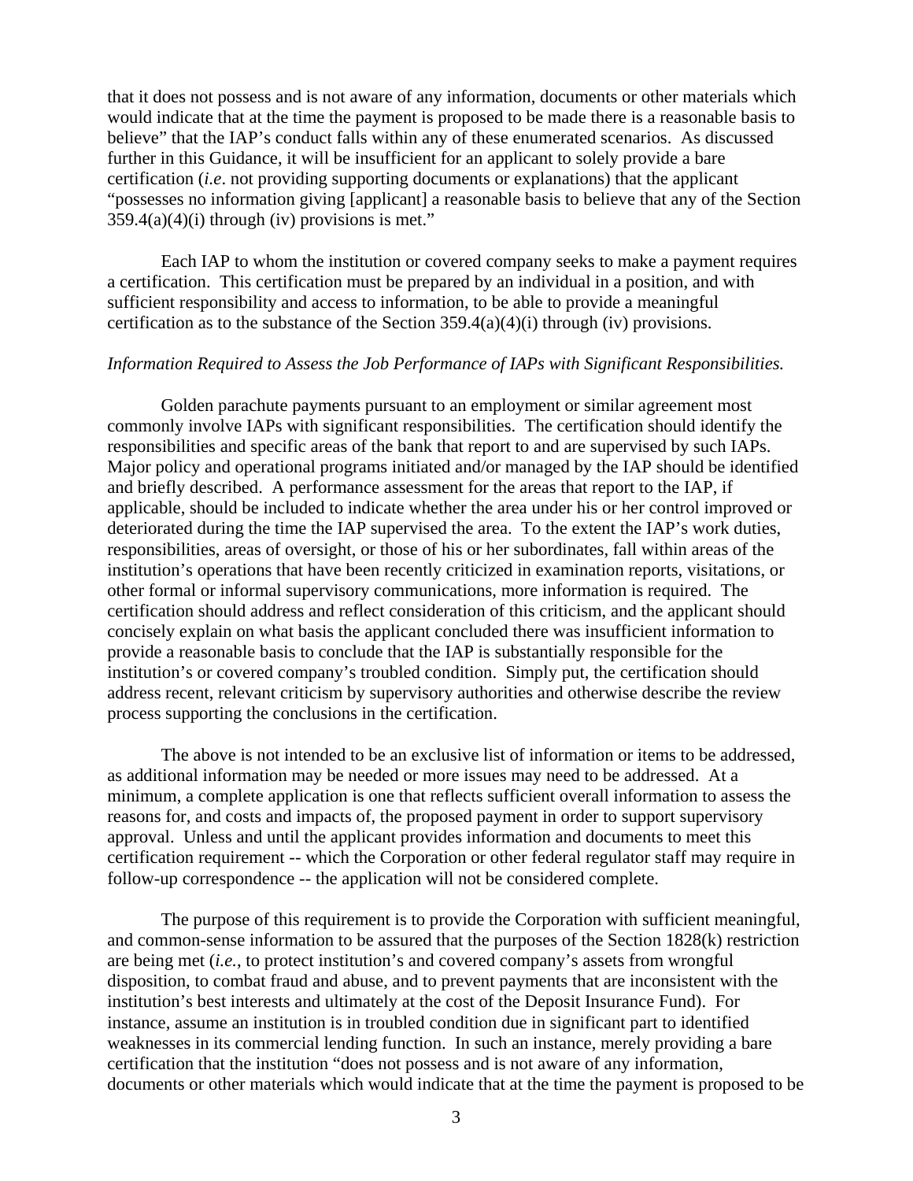that it does not possess and is not aware of any information, documents or other materials which would indicate that at the time the payment is proposed to be made there is a reasonable basis to believe" that the IAP's conduct falls within any of these enumerated scenarios. As discussed further in this Guidance, it will be insufficient for an applicant to solely provide a bare certification (*i.e*. not providing supporting documents or explanations) that the applicant "possesses no information giving [applicant] a reasonable basis to believe that any of the Section 359.4(a)(4)(i) through (iv) provisions is met."

Each IAP to whom the institution or covered company seeks to make a payment requires a certification. This certification must be prepared by an individual in a position, and with sufficient responsibility and access to information, to be able to provide a meaningful certification as to the substance of the Section 359.4(a)(4)(i) through (iv) provisions.

*Information Required to Assess the Job Performance of IAPs with Significant Responsibilities.*

Golden parachute payments pursuant to an employment or similar agreement most commonly involve IAPs with significant responsibilities. The certification should identify the responsibilities and specific areas of the bank that report to and are supervised by such IAPs. Major policy and operational programs initiated and/or managed by the IAP should be identified and briefly described. A performance assessment for the areas that report to the IAP, if applicable, should be included to indicate whether the area under his or her control improved or deteriorated during the time the IAP supervised the area. To the extent the IAP's work duties, responsibilities, areas of oversight, or those of his or her subordinates, fall within areas of the institution's operations that have been recently criticized in examination reports, visitations, or other formal or informal supervisory communications, more information is required. The certification should address and reflect consideration of this criticism, and the applicant should concisely explain on what basis the applicant concluded there was insufficient information to provide a reasonable basis to conclude that the IAP is substantially responsible for the institution's or covered company's troubled condition. Simply put, the certification should address recent, relevant criticism by supervisory authorities and otherwise describe the review process supporting the conclusions in the certification.

The above is not intended to be an exclusive list of information or items to be addressed, as additional information may be needed or more issues may need to be addressed. At a minimum, a complete application is one that reflects sufficient overall information to assess the reasons for, and costs and impacts of, the proposed payment in order to support supervisory approval. Unless and until the applicant provides information and documents to meet this certification requirement -- which the Corporation or other federal regulator staff may require in follow-up correspondence -- the application will not be considered complete.

The purpose of this requirement is to provide the Corporation with sufficient meaningful, and common-sense information to be assured that the purposes of the Section 1828(k) restriction are being met (*i.e.*, to protect institution's and covered company's assets from wrongful disposition, to combat fraud and abuse, and to prevent payments that are inconsistent with the institution's best interests and ultimately at the cost of the Deposit Insurance Fund). For instance, assume an institution is in troubled condition due in significant part to identified weaknesses in its commercial lending function. In such an instance, merely providing a bare certification that the institution "does not possess and is not aware of any information, documents or other materials which would indicate that at the time the payment is proposed to be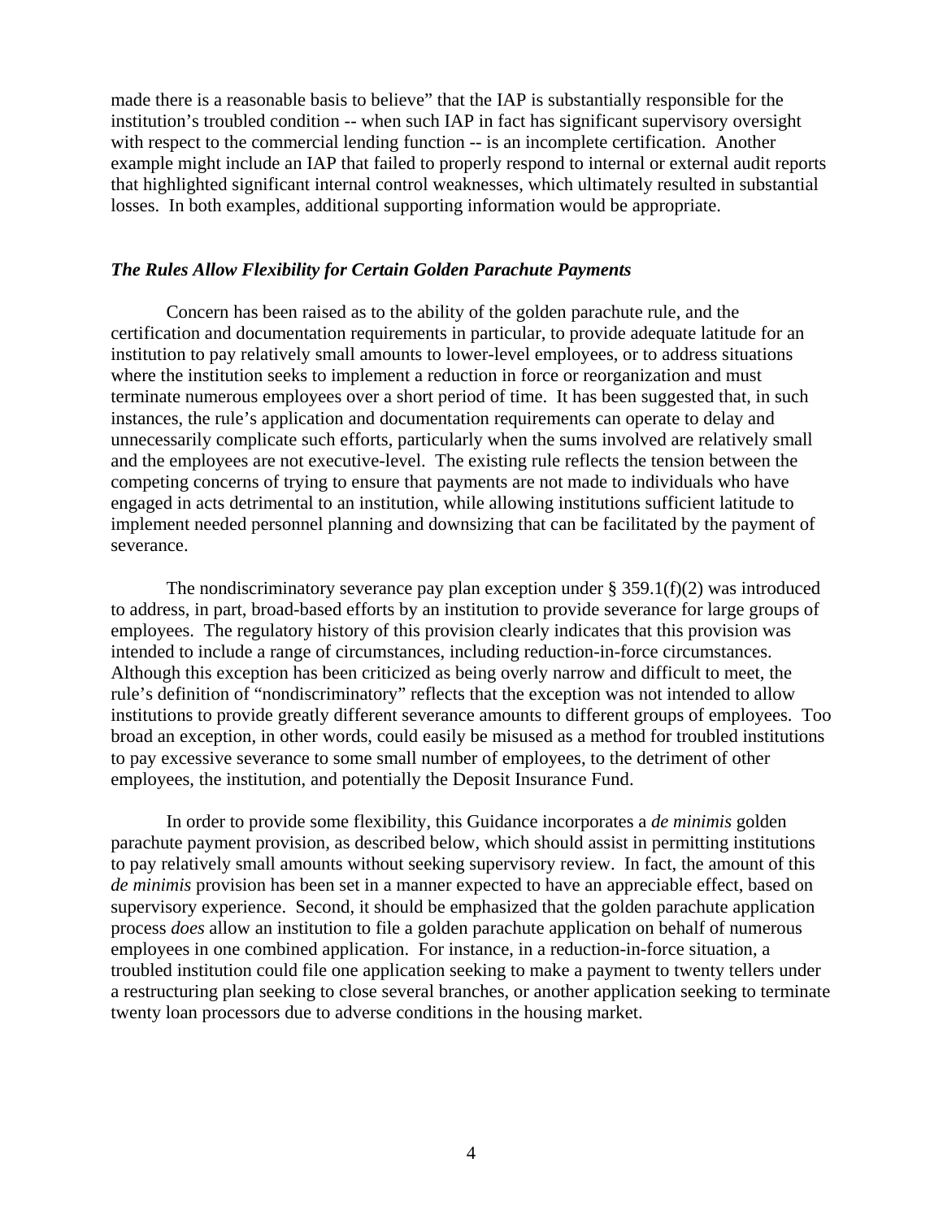made there is a reasonable basis to believe" that the IAP is substantially responsible for the institution's troubled condition -- when such IAP in fact has significant supervisory oversight with respect to the commercial lending function -- is an incomplete certification. Another example might include an IAP that failed to properly respond to internal or external audit reports that highlighted significant internal control weaknesses, which ultimately resulted in substantial losses. In both examples, additional supporting information would be appropriate.

### *The Rules Allow Flexibility for Certain Golden Parachute Payments*

Concern has been raised as to the ability of the golden parachute rule, and the certification and documentation requirements in particular, to provide adequate latitude for an institution to pay relatively small amounts to lower-level employees, or to address situations where the institution seeks to implement a reduction in force or reorganization and must terminate numerous employees over a short period of time. It has been suggested that, in such instances, the rule's application and documentation requirements can operate to delay and unnecessarily complicate such efforts, particularly when the sums involved are relatively small and the employees are not executive-level. The existing rule reflects the tension between the competing concerns of trying to ensure that payments are not made to individuals who have engaged in acts detrimental to an institution, while allowing institutions sufficient latitude to implement needed personnel planning and downsizing that can be facilitated by the payment of severance.

The nondiscriminatory severance pay plan exception under § 359.1(f)(2) was introduced to address, in part, broad-based efforts by an institution to provide severance for large groups of employees. The regulatory history of this provision clearly indicates that this provision was intended to include a range of circumstances, including reduction-in-force circumstances. Although this exception has been criticized as being overly narrow and difficult to meet, the rule's definition of "nondiscriminatory" reflects that the exception was not intended to allow institutions to provide greatly different severance amounts to different groups of employees. Too broad an exception, in other words, could easily be misused as a method for troubled institutions to pay excessive severance to some small number of employees, to the detriment of other employees, the institution, and potentially the Deposit Insurance Fund.

In order to provide some flexibility, this Guidance incorporates a *de minimis* golden parachute payment provision, as described below, which should assist in permitting institutions to pay relatively small amounts without seeking supervisory review. In fact, the amount of this *de minimis* provision has been set in a manner expected to have an appreciable effect, based on supervisory experience. Second, it should be emphasized that the golden parachute application process *does* allow an institution to file a golden parachute application on behalf of numerous employees in one combined application. For instance, in a reduction-in-force situation, a troubled institution could file one application seeking to make a payment to twenty tellers under a restructuring plan seeking to close several branches, or another application seeking to terminate twenty loan processors due to adverse conditions in the housing market.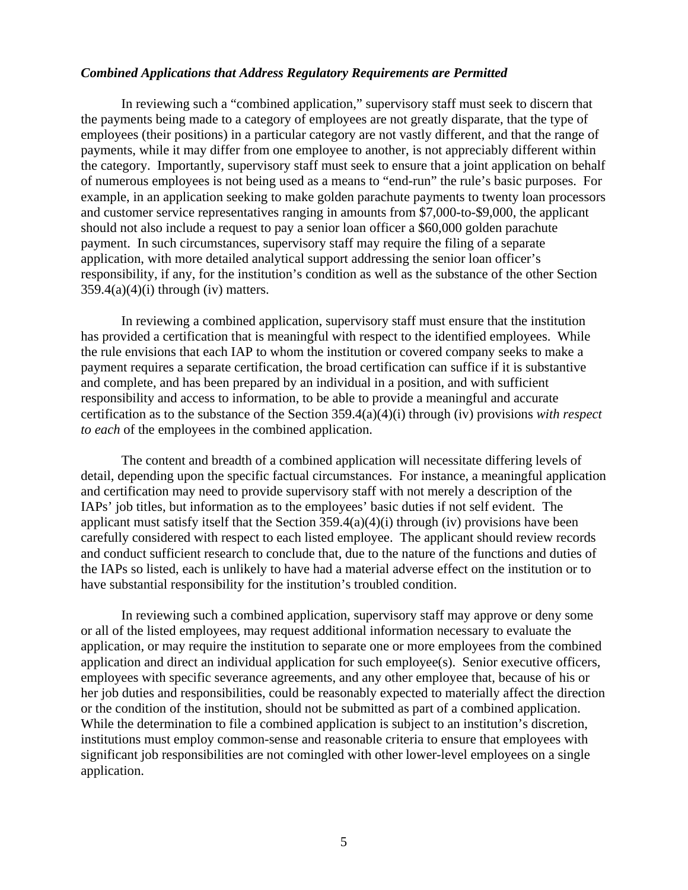### *Combined Applications that Address Regulatory Requirements are Permitted*

In reviewing such a "combined application," supervisory staff must seek to discern that the payments being made to a category of employees are not greatly disparate, that the type of employees (their positions) in a particular category are not vastly different, and that the range of payments, while it may differ from one employee to another, is not appreciably different within the category. Importantly, supervisory staff must seek to ensure that a joint application on behalf of numerous employees is not being used as a means to "end-run" the rule's basic purposes. For example, in an application seeking to make golden parachute payments to twenty loan processors and customer service representatives ranging in amounts from $7,000-to-$9,000, the applicant should not also include a request to pay a senior loan officer a $60,000 golden parachute payment. In such circumstances, supervisory staff may require the filing of a separate application, with more detailed analytical support addressing the senior loan officer's responsibility, if any, for the institution's condition as well as the substance of the other Section 359.4(a)(4)(i) through (iv) matters.

In reviewing a combined application, supervisory staff must ensure that the institution has provided a certification that is meaningful with respect to the identified employees. While the rule envisions that each IAP to whom the institution or covered company seeks to make a payment requires a separate certification, the broad certification can suffice if it is substantive and complete, and has been prepared by an individual in a position, and with sufficient responsibility and access to information, to be able to provide a meaningful and accurate certification as to the substance of the Section 359.4(a)(4)(i) through (iv) provisions *with respect to each* of the employees in the combined application.

The content and breadth of a combined application will necessitate differing levels of detail, depending upon the specific factual circumstances. For instance, a meaningful application and certification may need to provide supervisory staff with not merely a description of the IAPs' job titles, but information as to the employees' basic duties if not self evident. The applicant must satisfy itself that the Section 359.4(a)(4)(i) through (iv) provisions have been carefully considered with respect to each listed employee. The applicant should review records and conduct sufficient research to conclude that, due to the nature of the functions and duties of the IAPs so listed, each is unlikely to have had a material adverse effect on the institution or to have substantial responsibility for the institution's troubled condition.

In reviewing such a combined application, supervisory staff may approve or deny some or all of the listed employees, may request additional information necessary to evaluate the application, or may require the institution to separate one or more employees from the combined application and direct an individual application for such employee(s). Senior executive officers, employees with specific severance agreements, and any other employee that, because of his or her job duties and responsibilities, could be reasonably expected to materially affect the direction or the condition of the institution, should not be submitted as part of a combined application. While the determination to file a combined application is subject to an institution's discretion, institutions must employ common-sense and reasonable criteria to ensure that employees with significant job responsibilities are not comingled with other lower-level employees on a single application.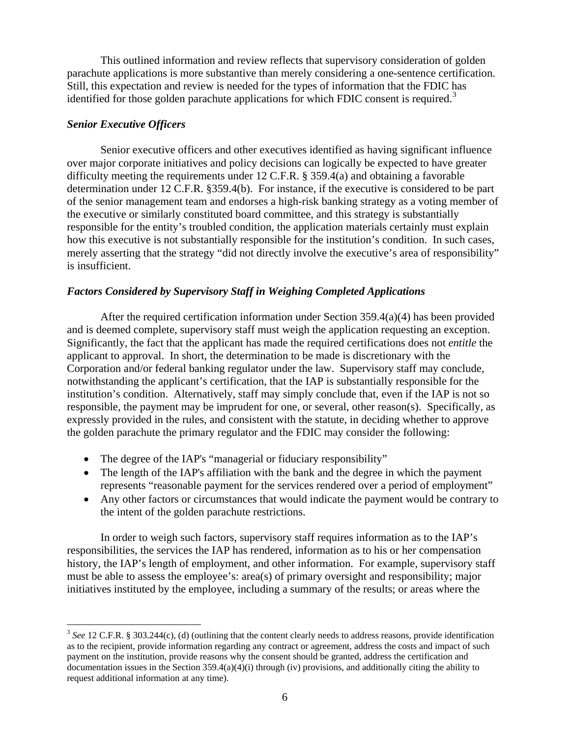This outlined information and review reflects that supervisory consideration of golden parachute applications is more substantive than merely considering a one-sentence certification. Still, this expectation and review is needed for the types of information that the FDIC has identified for those golden parachute applications for which FDIC consent is required.[3]

### *Senior Executive Officers*

Senior executive officers and other executives identified as having significant influence over major corporate initiatives and policy decisions can logically be expected to have greater difficulty meeting the requirements under 12 C.F.R. § 359.4(a) and obtaining a favorable determination under 12 C.F.R. §359.4(b). For instance, if the executive is considered to be part of the senior management team and endorses a high-risk banking strategy as a voting member of the executive or similarly constituted board committee, and this strategy is substantially responsible for the entity's troubled condition, the application materials certainly must explain how this executive is not substantially responsible for the institution's condition. In such cases, merely asserting that the strategy "did not directly involve the executive's area of responsibility" is insufficient.

### *Factors Considered by Supervisory Staff in Weighing Completed Applications*

After the required certification information under Section 359.4(a)(4) has been provided and is deemed complete, supervisory staff must weigh the application requesting an exception. Significantly, the fact that the applicant has made the required certifications does not *entitle* the applicant to approval. In short, the determination to be made is discretionary with the Corporation and/or federal banking regulator under the law. Supervisory staff may conclude, notwithstanding the applicant's certification, that the IAP is substantially responsible for the institution's condition. Alternatively, staff may simply conclude that, even if the IAP is not so responsible, the payment may be imprudent for one, or several, other reason(s). Specifically, as expressly provided in the rules, and consistent with the statute, in deciding whether to approve the golden parachute the primary regulator and the FDIC may consider the following:

- The degree of the IAP's "managerial or fiduciary responsibility"
- The length of the IAP's affiliation with the bank and the degree in which the payment represents "reasonable payment for the services rendered over a period of employment"
- Any other factors or circumstances that would indicate the payment would be contrary to the intent of the golden parachute restrictions.

In order to weigh such factors, supervisory staff requires information as to the IAP's responsibilities, the services the IAP has rendered, information as to his or her compensation history, the IAP's length of employment, and other information. For example, supervisory staff must be able to assess the employee's: area(s) of primary oversight and responsibility; major initiatives instituted by the employee, including a summary of the results; or areas where the

---

[3] *See* 12 C.F.R. § 303.244(c), (d) (outlining that the content clearly needs to address reasons, provide identification as to the recipient, provide information regarding any contract or agreement, address the costs and impact of such payment on the institution, provide reasons why the consent should be granted, address the certification and documentation issues in the Section 359.4(a)(4)(i) through (iv) provisions, and additionally citing the ability to request additional information at any time).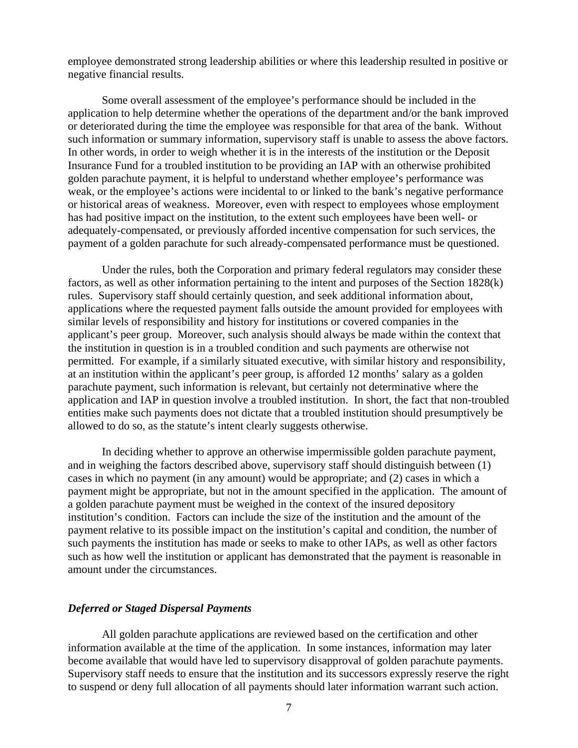employee demonstrated strong leadership abilities or where this leadership resulted in positive or negative financial results.

Some overall assessment of the employee's performance should be included in the application to help determine whether the operations of the department and/or the bank improved or deteriorated during the time the employee was responsible for that area of the bank. Without such information or summary information, supervisory staff is unable to assess the above factors. In other words, in order to weigh whether it is in the interests of the institution or the Deposit Insurance Fund for a troubled institution to be providing an IAP with an otherwise prohibited golden parachute payment, it is helpful to understand whether employee's performance was weak, or the employee's actions were incidental to or linked to the bank's negative performance or historical areas of weakness. Moreover, even with respect to employees whose employment has had positive impact on the institution, to the extent such employees have been well- or adequately-compensated, or previously afforded incentive compensation for such services, the payment of a golden parachute for such already-compensated performance must be questioned.

Under the rules, both the Corporation and primary federal regulators may consider these factors, as well as other information pertaining to the intent and purposes of the Section 1828(k) rules. Supervisory staff should certainly question, and seek additional information about, applications where the requested payment falls outside the amount provided for employees with similar levels of responsibility and history for institutions or covered companies in the applicant's peer group. Moreover, such analysis should always be made within the context that the institution in question is in a troubled condition and such payments are otherwise not permitted. For example, if a similarly situated executive, with similar history and responsibility, at an institution within the applicant's peer group, is afforded 12 months' salary as a golden parachute payment, such information is relevant, but certainly not determinative where the application and IAP in question involve a troubled institution. In short, the fact that non-troubled entities make such payments does not dictate that a troubled institution should presumptively be allowed to do so, as the statute's intent clearly suggests otherwise.

In deciding whether to approve an otherwise impermissible golden parachute payment, and in weighing the factors described above, supervisory staff should distinguish between (1) cases in which no payment (in any amount) would be appropriate; and (2) cases in which a payment might be appropriate, but not in the amount specified in the application. The amount of a golden parachute payment must be weighed in the context of the insured depository institution's condition. Factors can include the size of the institution and the amount of the payment relative to its possible impact on the institution's capital and condition, the number of such payments the institution has made or seeks to make to other IAPs, as well as other factors such as how well the institution or applicant has demonstrated that the payment is reasonable in amount under the circumstances.

### *Deferred or Staged Dispersal Payments*

All golden parachute applications are reviewed based on the certification and other information available at the time of the application. In some instances, information may later become available that would have led to supervisory disapproval of golden parachute payments. Supervisory staff needs to ensure that the institution and its successors expressly reserve the right to suspend or deny full allocation of all payments should later information warrant such action.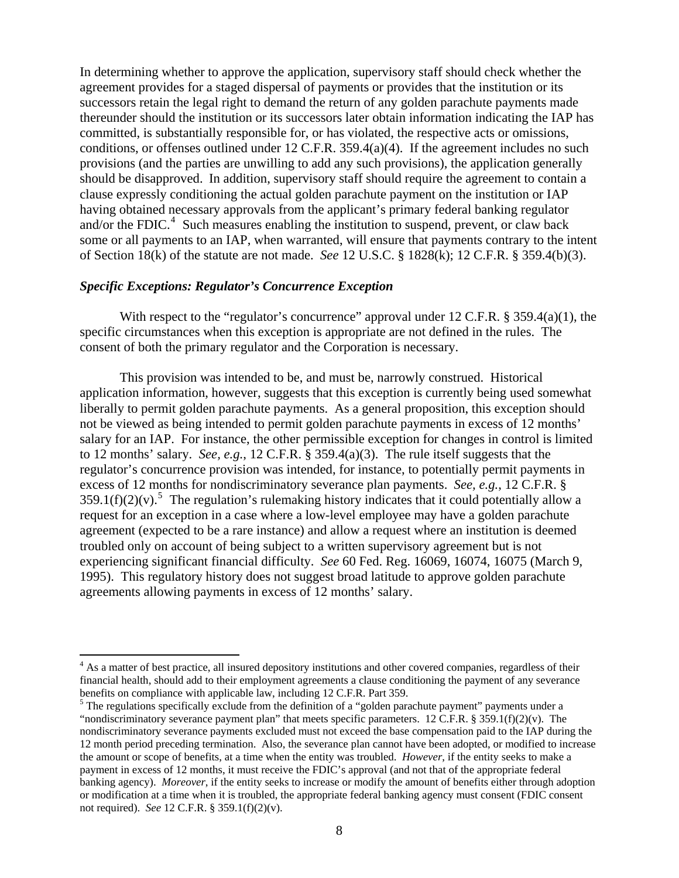In determining whether to approve the application, supervisory staff should check whether the agreement provides for a staged dispersal of payments or provides that the institution or its successors retain the legal right to demand the return of any golden parachute payments made thereunder should the institution or its successors later obtain information indicating the IAP has committed, is substantially responsible for, or has violated, the respective acts or omissions, conditions, or offenses outlined under 12 C.F.R. 359.4(a)(4). If the agreement includes no such provisions (and the parties are unwilling to add any such provisions), the application generally should be disapproved. In addition, supervisory staff should require the agreement to contain a clause expressly conditioning the actual golden parachute payment on the institution or IAP having obtained necessary approvals from the applicant's primary federal banking regulator and/or the FDIC.[4] Such measures enabling the institution to suspend, prevent, or claw back some or all payments to an IAP, when warranted, will ensure that payments contrary to the intent of Section 18(k) of the statute are not made. *See* 12 U.S.C. § 1828(k); 12 C.F.R. § 359.4(b)(3).

### *Specific Exceptions: Regulator's Concurrence Exception*

With respect to the "regulator's concurrence" approval under 12 C.F.R. § 359.4(a)(1), the specific circumstances when this exception is appropriate are not defined in the rules. The consent of both the primary regulator and the Corporation is necessary.

This provision was intended to be, and must be, narrowly construed. Historical application information, however, suggests that this exception is currently being used somewhat liberally to permit golden parachute payments. As a general proposition, this exception should not be viewed as being intended to permit golden parachute payments in excess of 12 months' salary for an IAP. For instance, the other permissible exception for changes in control is limited to 12 months' salary. *See, e.g.*, 12 C.F.R. § 359.4(a)(3). The rule itself suggests that the regulator's concurrence provision was intended, for instance, to potentially permit payments in excess of 12 months for nondiscriminatory severance plan payments. *See, e.g.*, 12 C.F.R. § 359.1(f)(2)(v).[5] The regulation's rulemaking history indicates that it could potentially allow a request for an exception in a case where a low-level employee may have a golden parachute agreement (expected to be a rare instance) and allow a request where an institution is deemed troubled only on account of being subject to a written supervisory agreement but is not experiencing significant financial difficulty. *See* 60 Fed. Reg. 16069, 16074, 16075 (March 9, 1995). This regulatory history does not suggest broad latitude to approve golden parachute agreements allowing payments in excess of 12 months' salary.

---

[4] As a matter of best practice, all insured depository institutions and other covered companies, regardless of their financial health, should add to their employment agreements a clause conditioning the payment of any severance benefits on compliance with applicable law, including 12 C.F.R. Part 359.

[5] The regulations specifically exclude from the definition of a "golden parachute payment" payments under a "nondiscriminatory severance payment plan" that meets specific parameters. 12 C.F.R. § 359.1(f)(2)(v). The nondiscriminatory severance payments excluded must not exceed the base compensation paid to the IAP during the 12 month period preceding termination. Also, the severance plan cannot have been adopted, or modified to increase the amount or scope of benefits, at a time when the entity was troubled. *However*, if the entity seeks to make a payment in excess of 12 months, it must receive the FDIC's approval (and not that of the appropriate federal banking agency). *Moreover*, if the entity seeks to increase or modify the amount of benefits either through adoption or modification at a time when it is troubled, the appropriate federal banking agency must consent (FDIC consent not required). *See* 12 C.F.R. § 359.1(f)(2)(v).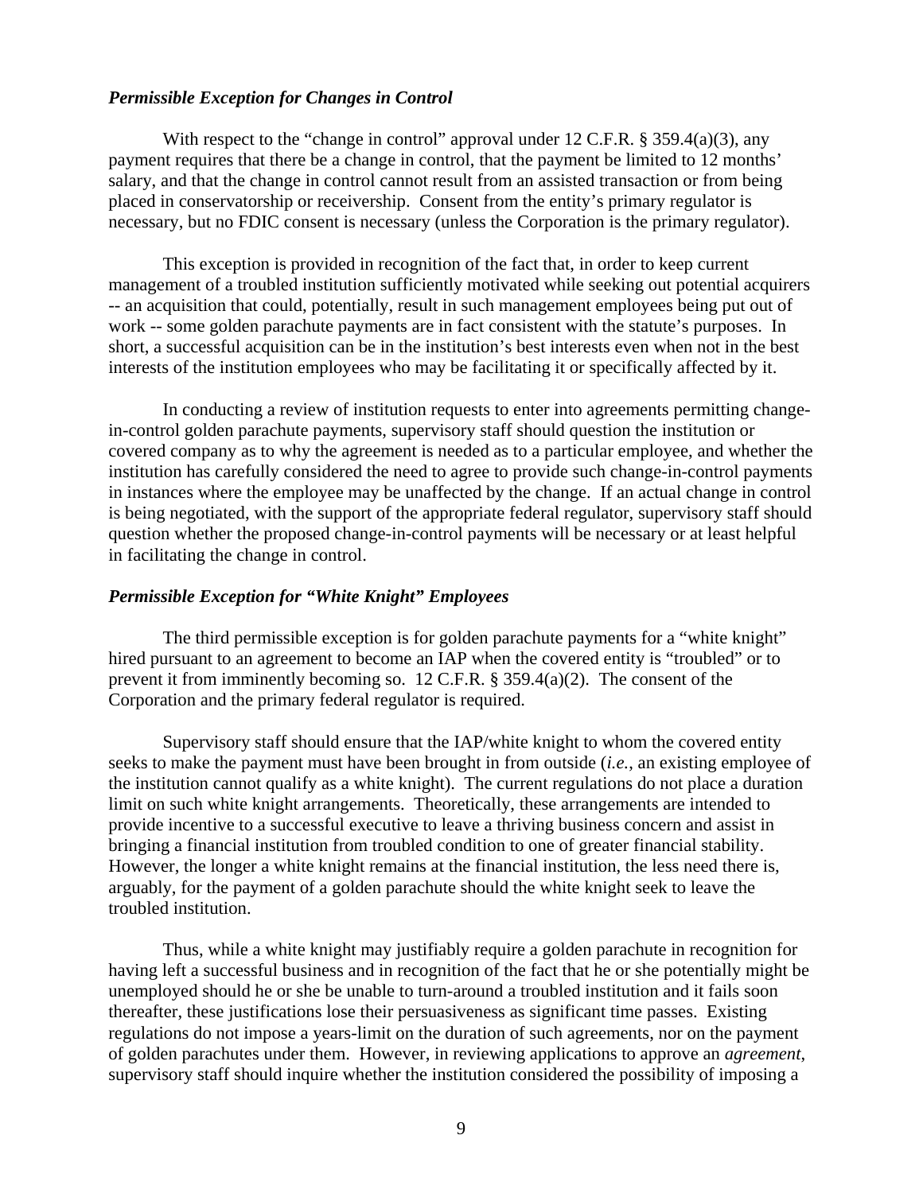### *Permissible Exception for Changes in Control*

With respect to the "change in control" approval under 12 C.F.R. § 359.4(a)(3), any payment requires that there be a change in control, that the payment be limited to 12 months' salary, and that the change in control cannot result from an assisted transaction or from being placed in conservatorship or receivership. Consent from the entity's primary regulator is necessary, but no FDIC consent is necessary (unless the Corporation is the primary regulator).

This exception is provided in recognition of the fact that, in order to keep current management of a troubled institution sufficiently motivated while seeking out potential acquirers -- an acquisition that could, potentially, result in such management employees being put out of work -- some golden parachute payments are in fact consistent with the statute's purposes. In short, a successful acquisition can be in the institution's best interests even when not in the best interests of the institution employees who may be facilitating it or specifically affected by it.

In conducting a review of institution requests to enter into agreements permitting change-in-control golden parachute payments, supervisory staff should question the institution or covered company as to why the agreement is needed as to a particular employee, and whether the institution has carefully considered the need to agree to provide such change-in-control payments in instances where the employee may be unaffected by the change. If an actual change in control is being negotiated, with the support of the appropriate federal regulator, supervisory staff should question whether the proposed change-in-control payments will be necessary or at least helpful in facilitating the change in control.

### *Permissible Exception for "White Knight" Employees*

The third permissible exception is for golden parachute payments for a "white knight" hired pursuant to an agreement to become an IAP when the covered entity is "troubled" or to prevent it from imminently becoming so. 12 C.F.R. § 359.4(a)(2). The consent of the Corporation and the primary federal regulator is required.

Supervisory staff should ensure that the IAP/white knight to whom the covered entity seeks to make the payment must have been brought in from outside (*i.e.*, an existing employee of the institution cannot qualify as a white knight). The current regulations do not place a duration limit on such white knight arrangements. Theoretically, these arrangements are intended to provide incentive to a successful executive to leave a thriving business concern and assist in bringing a financial institution from troubled condition to one of greater financial stability. However, the longer a white knight remains at the financial institution, the less need there is, arguably, for the payment of a golden parachute should the white knight seek to leave the troubled institution.

Thus, while a white knight may justifiably require a golden parachute in recognition for having left a successful business and in recognition of the fact that he or she potentially might be unemployed should he or she be unable to turn-around a troubled institution and it fails soon thereafter, these justifications lose their persuasiveness as significant time passes. Existing regulations do not impose a years-limit on the duration of such agreements, nor on the payment of golden parachutes under them. However, in reviewing applications to approve an *agreement*, supervisory staff should inquire whether the institution considered the possibility of imposing a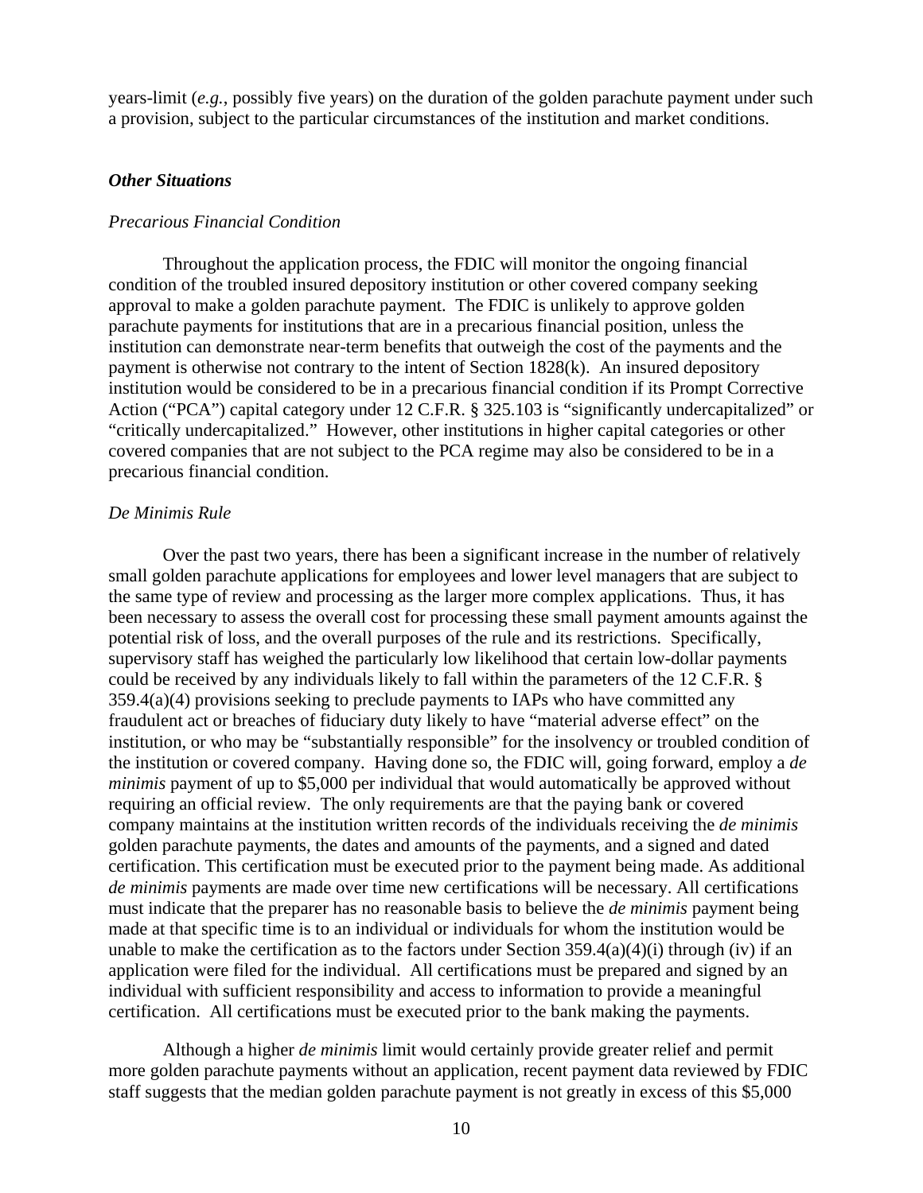years-limit (*e.g.*, possibly five years) on the duration of the golden parachute payment under such a provision, subject to the particular circumstances of the institution and market conditions.

### *Other Situations*

*Precarious Financial Condition*

Throughout the application process, the FDIC will monitor the ongoing financial condition of the troubled insured depository institution or other covered company seeking approval to make a golden parachute payment. The FDIC is unlikely to approve golden parachute payments for institutions that are in a precarious financial position, unless the institution can demonstrate near-term benefits that outweigh the cost of the payments and the payment is otherwise not contrary to the intent of Section 1828(k). An insured depository institution would be considered to be in a precarious financial condition if its Prompt Corrective Action ("PCA") capital category under 12 C.F.R. § 325.103 is "significantly undercapitalized" or "critically undercapitalized." However, other institutions in higher capital categories or other covered companies that are not subject to the PCA regime may also be considered to be in a precarious financial condition.

*De Minimis Rule*

Over the past two years, there has been a significant increase in the number of relatively small golden parachute applications for employees and lower level managers that are subject to the same type of review and processing as the larger more complex applications. Thus, it has been necessary to assess the overall cost for processing these small payment amounts against the potential risk of loss, and the overall purposes of the rule and its restrictions. Specifically, supervisory staff has weighed the particularly low likelihood that certain low-dollar payments could be received by any individuals likely to fall within the parameters of the 12 C.F.R. § 359.4(a)(4) provisions seeking to preclude payments to IAPs who have committed any fraudulent act or breaches of fiduciary duty likely to have "material adverse effect" on the institution, or who may be "substantially responsible" for the insolvency or troubled condition of the institution or covered company. Having done so, the FDIC will, going forward, employ a *de minimis* payment of up to $5,000 per individual that would automatically be approved without requiring an official review. The only requirements are that the paying bank or covered company maintains at the institution written records of the individuals receiving the *de minimis* golden parachute payments, the dates and amounts of the payments, and a signed and dated certification. This certification must be executed prior to the payment being made. As additional *de minimis* payments are made over time new certifications will be necessary. All certifications must indicate that the preparer has no reasonable basis to believe the *de minimis* payment being made at that specific time is to an individual or individuals for whom the institution would be unable to make the certification as to the factors under Section 359.4(a)(4)(i) through (iv) if an application were filed for the individual. All certifications must be prepared and signed by an individual with sufficient responsibility and access to information to provide a meaningful certification. All certifications must be executed prior to the bank making the payments.

Although a higher *de minimis* limit would certainly provide greater relief and permit more golden parachute payments without an application, recent payment data reviewed by FDIC staff suggests that the median golden parachute payment is not greatly in excess of this $5,000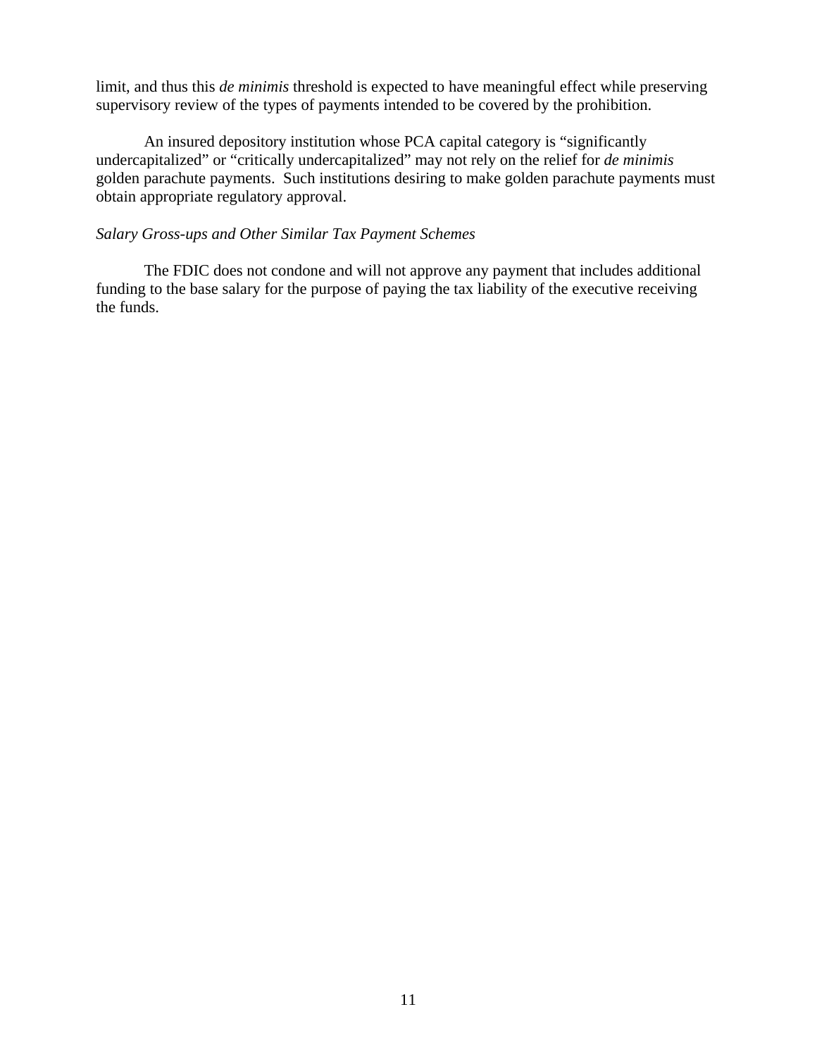limit, and thus this *de minimis* threshold is expected to have meaningful effect while preserving supervisory review of the types of payments intended to be covered by the prohibition.

An insured depository institution whose PCA capital category is "significantly undercapitalized" or "critically undercapitalized" may not rely on the relief for *de minimis* golden parachute payments. Such institutions desiring to make golden parachute payments must obtain appropriate regulatory approval.

*Salary Gross-ups and Other Similar Tax Payment Schemes*

The FDIC does not condone and will not approve any payment that includes additional funding to the base salary for the purpose of paying the tax liability of the executive receiving the funds.